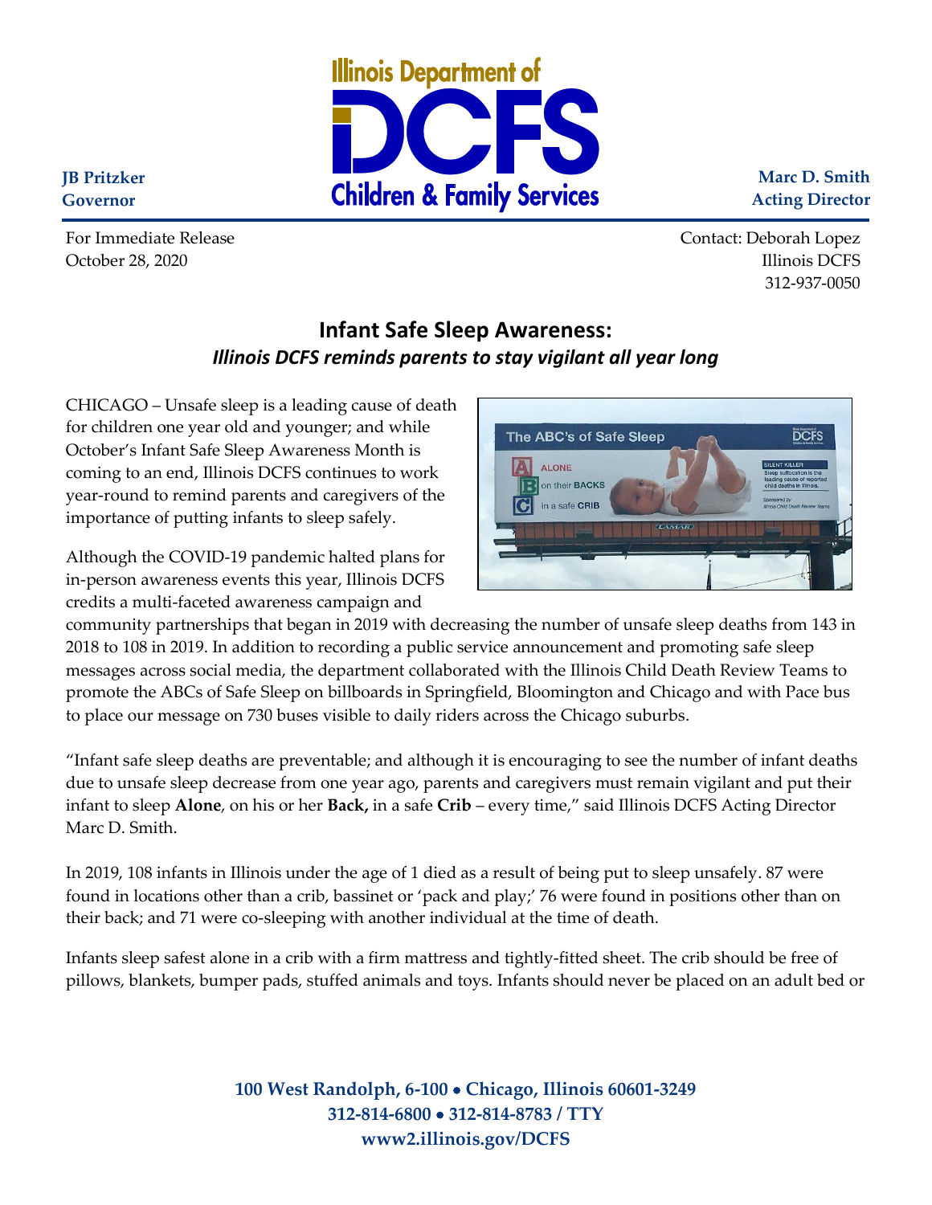JB Pritzker
Governor

Marc D. Smith
Acting Director

For Immediate Release
October 28, 2020

Contact: Deborah Lopez
Illinois DCFS
312-937-0050

# Infant Safe Sleep Awareness:

## *Illinois DCFS reminds parents to stay vigilant all year long*

CHICAGO – Unsafe sleep is a leading cause of death for children one year old and younger; and while October's Infant Safe Sleep Awareness Month is coming to an end, Illinois DCFS continues to work year-round to remind parents and caregivers of the importance of putting infants to sleep safely.

Although the COVID-19 pandemic halted plans for in-person awareness events this year, Illinois DCFS credits a multi-faceted awareness campaign and community partnerships that began in 2019 with decreasing the number of unsafe sleep deaths from 143 in 2018 to 108 in 2019. In addition to recording a public service announcement and promoting safe sleep messages across social media, the department collaborated with the Illinois Child Death Review Teams to promote the ABCs of Safe Sleep on billboards in Springfield, Bloomington and Chicago and with Pace bus to place our message on 730 buses visible to daily riders across the Chicago suburbs.

"Infant safe sleep deaths are preventable; and although it is encouraging to see the number of infant deaths due to unsafe sleep decrease from one year ago, parents and caregivers must remain vigilant and put their infant to sleep **Alone**, on his or her **Back,** in a safe **Crib** – every time," said Illinois DCFS Acting Director Marc D. Smith.

In 2019, 108 infants in Illinois under the age of 1 died as a result of being put to sleep unsafely. 87 were found in locations other than a crib, bassinet or 'pack and play;' 76 were found in positions other than on their back; and 71 were co-sleeping with another individual at the time of death.

Infants sleep safest alone in a crib with a firm mattress and tightly-fitted sheet. The crib should be free of pillows, blankets, bumper pads, stuffed animals and toys. Infants should never be placed on an adult bed or

100 West Randolph, 6-100 • Chicago, Illinois 60601-3249
312-814-6800 • 312-814-8783 / TTY
www2.illinois.gov/DCFS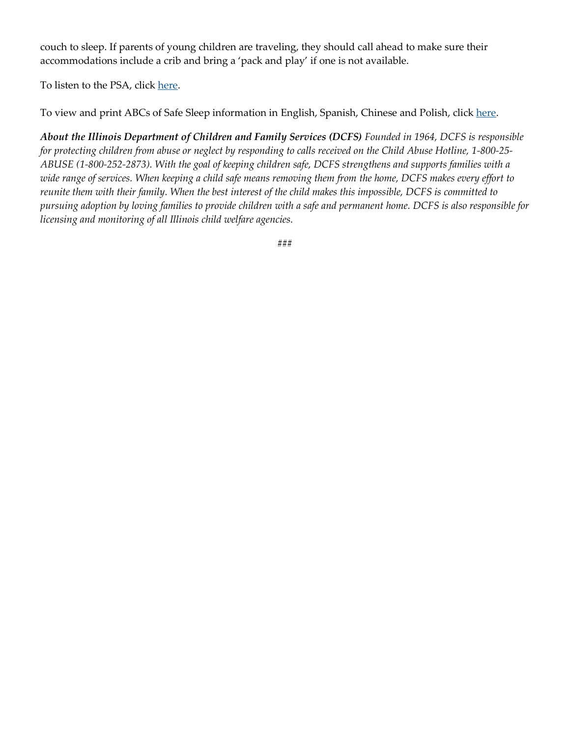couch to sleep. If parents of young children are traveling, they should call ahead to make sure their accommodations include a crib and bring a 'pack and play' if one is not available.

To listen to the PSA, click here.

To view and print ABCs of Safe Sleep information in English, Spanish, Chinese and Polish, click here.

***About the Illinois Department of Children and Family Services (DCFS)*** *Founded in 1964, DCFS is responsible for protecting children from abuse or neglect by responding to calls received on the Child Abuse Hotline, 1-800-25-ABUSE (1-800-252-2873). With the goal of keeping children safe, DCFS strengthens and supports families with a wide range of services. When keeping a child safe means removing them from the home, DCFS makes every effort to reunite them with their family. When the best interest of the child makes this impossible, DCFS is committed to pursuing adoption by loving families to provide children with a safe and permanent home. DCFS is also responsible for licensing and monitoring of all Illinois child welfare agencies.*

###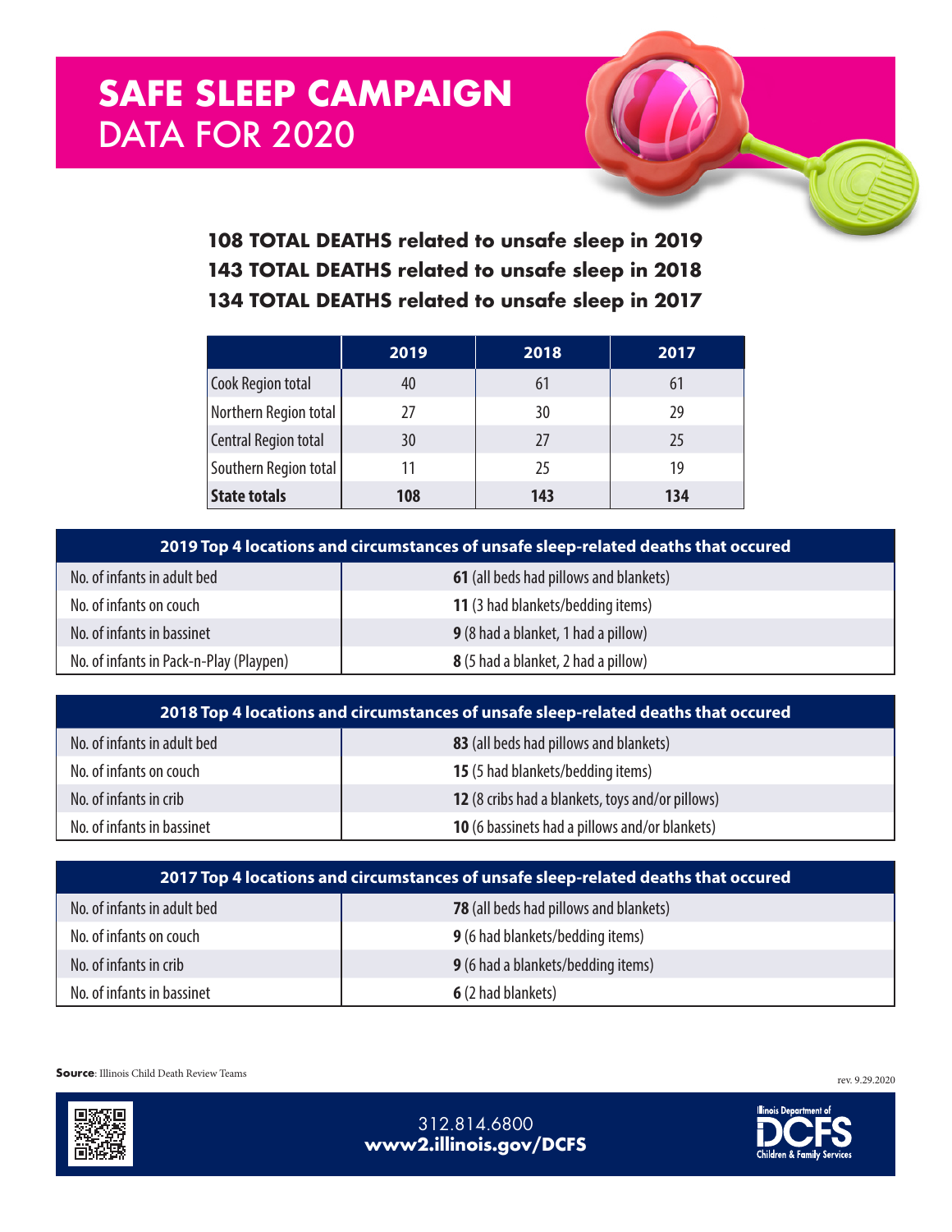# SAFE SLEEP CAMPAIGN DATA FOR 2020

**108 TOTAL DEATHS related to unsafe sleep in 2019**
**143 TOTAL DEATHS related to unsafe sleep in 2018**
**134 TOTAL DEATHS related to unsafe sleep in 2017**

| | 2019 | 2018 | 2017 |
|---|---|---|---|
| Cook Region total | 40 | 61 | 61 |
| Northern Region total | 27 | 30 | 29 |
| Central Region total | 30 | 27 | 25 |
| Southern Region total | 11 | 25 | 19 |
| **State totals** | **108** | **143** | **134** |

| 2019 Top 4 locations and circumstances of unsafe sleep-related deaths that occured | |
|---|---|
| No. of infants in adult bed | **61** (all beds had pillows and blankets) |
| No. of infants on couch | **11** (3 had blankets/bedding items) |
| No. of infants in bassinet | **9** (8 had a blanket, 1 had a pillow) |
| No. of infants in Pack-n-Play (Playpen) | **8** (5 had a blanket, 2 had a pillow) |

| 2018 Top 4 locations and circumstances of unsafe sleep-related deaths that occured | |
|---|---|
| No. of infants in adult bed | **83** (all beds had pillows and blankets) |
| No. of infants on couch | **15** (5 had blankets/bedding items) |
| No. of infants in crib | **12** (8 cribs had a blankets, toys and/or pillows) |
| No. of infants in bassinet | **10** (6 bassinets had a pillows and/or blankets) |

| 2017 Top 4 locations and circumstances of unsafe sleep-related deaths that occured | |
|---|---|
| No. of infants in adult bed | **78** (all beds had pillows and blankets) |
| No. of infants on couch | **9** (6 had blankets/bedding items) |
| No. of infants in crib | **9** (6 had a blankets/bedding items) |
| No. of infants in bassinet | **6** (2 had blankets) |

**Source**: Illinois Child Death Review Teams

rev. 9.29.2020

312.814.6800
**www2.illinois.gov/DCFS**

Illinois Department of DCFS Children & Family Services